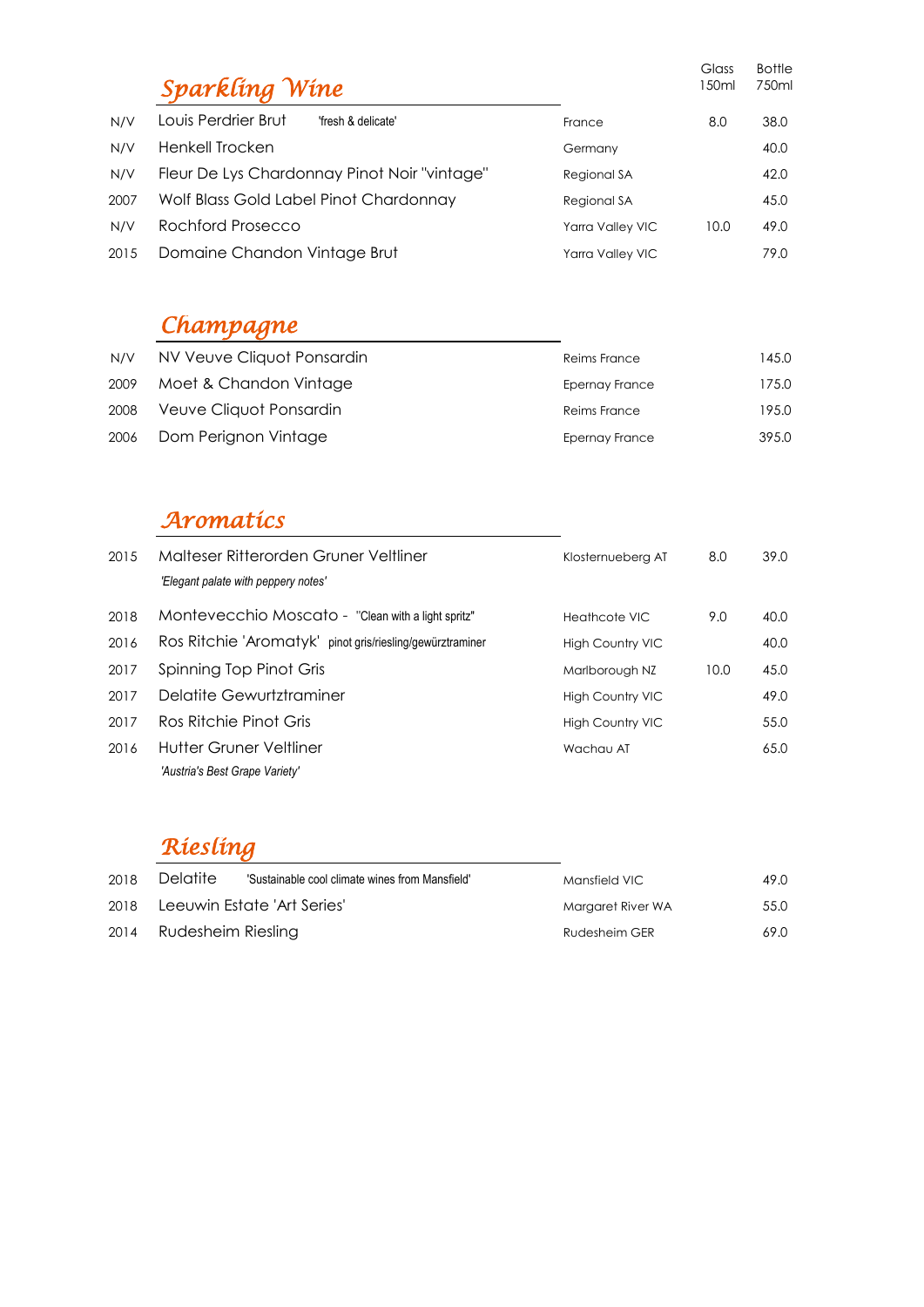## Sparkling Wine

| Vintage | Wine | Region | Glass 150ml | Bottle 750ml |
|---|---|---|---|---|
| N/V | Louis Perdrier Brut 'fresh & delicate' | France | 8.0 | 38.0 |
| N/V | Henkell Trocken | Germany | | 40.0 |
| N/V | Fleur De Lys Chardonnay Pinot Noir "vintage" | Regional SA | | 42.0 |
| 2007 | Wolf Blass Gold Label Pinot Chardonnay | Regional SA | | 45.0 |
| N/V | Rochford Prosecco | Yarra Valley VIC | 10.0 | 49.0 |
| 2015 | Domaine Chandon Vintage Brut | Yarra Valley VIC | | 79.0 |

## Champagne

| Vintage | Wine | Region | Glass 150ml | Bottle 750ml |
|---|---|---|---|---|
| N/V | NV Veuve Cliquot Ponsardin | Reims France | | 145.0 |
| 2009 | Moet & Chandon Vintage | Epernay France | | 175.0 |
| 2008 | Veuve Cliquot Ponsardin | Reims France | | 195.0 |
| 2006 | Dom Perignon Vintage | Epernay France | | 395.0 |

## Aromatics

| Vintage | Wine | Region | Glass 150ml | Bottle 750ml |
|---|---|---|---|---|
| 2015 | Malteser Ritterorden Gruner Veltliner *'Elegant palate with peppery notes'* | Klosternueberg AT | 8.0 | 39.0 |
| 2018 | Montevecchio Moscato - "Clean with a light spritz" | Heathcote VIC | 9.0 | 40.0 |
| 2016 | Ros Ritchie 'Aromatyk' pinot gris/riesling/gewürztraminer | High Country VIC | | 40.0 |
| 2017 | Spinning Top Pinot Gris | Marlborough NZ | 10.0 | 45.0 |
| 2017 | Delatite Gewurtztraminer | High Country VIC | | 49.0 |
| 2017 | Ros Ritchie Pinot Gris | High Country VIC | | 55.0 |
| 2016 | Hutter Gruner Veltliner *'Austria's Best Grape Variety'* | Wachau AT | | 65.0 |

## Riesling

| Vintage | Wine | Region | Glass 150ml | Bottle 750ml |
|---|---|---|---|---|
| 2018 | Delatite 'Sustainable cool climate wines from Mansfield' | Mansfield VIC | | 49.0 |
| 2018 | Leeuwin Estate 'Art Series' | Margaret River WA | | 55.0 |
| 2014 | Rudesheim Riesling | Rudesheim GER | | 69.0 |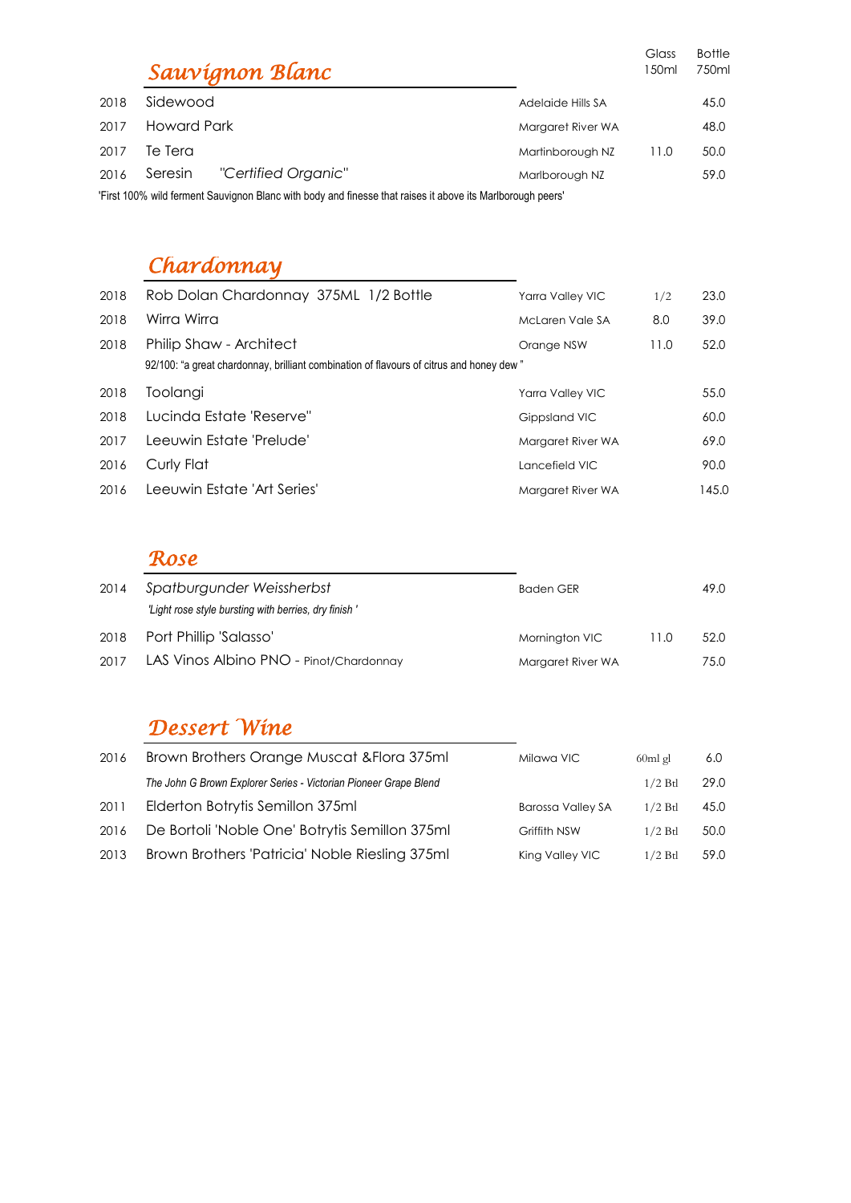## *Sauvignon Blanc*

| Year | Wine | Region | Glass 150ml | Bottle 750ml |
|---|---|---|---|---|
| 2018 | Sidewood | Adelaide Hills SA | | 45.0 |
| 2017 | Howard Park | Margaret River WA | | 48.0 |
| 2017 | Te Tera | Martinborough NZ | 11.0 | 50.0 |
| 2016 | Seresin *"Certified Organic"* | Marlborough NZ | | 59.0 |

'First 100% wild ferment Sauvignon Blanc with body and finesse that raises it above its Marlborough peers'

## *Chardonnay*

| Year | Wine | Region | Glass | Bottle |
|---|---|---|---|---|
| 2018 | Rob Dolan Chardonnay 375ML 1/2 Bottle | Yarra Valley VIC | 1/2 | 23.0 |
| 2018 | Wirra Wirra | McLaren Vale SA | 8.0 | 39.0 |
| 2018 | Philip Shaw - Architect | Orange NSW | 11.0 | 52.0 |

92/100: "a great chardonnay, brilliant combination of flavours of citrus and honey dew "

| Year | Wine | Region | Glass | Bottle |
|---|---|---|---|---|
| 2018 | Toolangi | Yarra Valley VIC | | 55.0 |
| 2018 | Lucinda Estate 'Reserve" | Gippsland VIC | | 60.0 |
| 2017 | Leeuwin Estate 'Prelude' | Margaret River WA | | 69.0 |
| 2016 | Curly Flat | Lancefield VIC | | 90.0 |
| 2016 | Leeuwin Estate 'Art Series' | Margaret River WA | | 145.0 |

## *Rose*

| Year | Wine | Region | Glass | Bottle |
|---|---|---|---|---|
| 2014 | *Spatburgunder Weissherbst* | Baden GER | | 49.0 |

*'Light rose style bursting with berries, dry finish '*

| Year | Wine | Region | Glass | Bottle |
|---|---|---|---|---|
| 2018 | Port Phillip 'Salasso' | Mornington VIC | 11.0 | 52.0 |
| 2017 | LAS Vinos Albino PNO - Pinot/Chardonnay | Margaret River WA | | 75.0 |

## *Dessert Wine*

| Year | Wine | Region | Serve | Price |
|---|---|---|---|---|
| 2016 | Brown Brothers Orange Muscat &Flora 375ml | Milawa VIC | 60ml gl | 6.0 |
| | *The John G Brown Explorer Series - Victorian Pioneer Grape Blend* | | 1/2 Btl | 29.0 |
| 2011 | Elderton Botrytis Semillon 375ml | Barossa Valley SA | 1/2 Btl | 45.0 |
| 2016 | De Bortoli 'Noble One' Botrytis Semillon 375ml | Griffith NSW | 1/2 Btl | 50.0 |
| 2013 | Brown Brothers 'Patricia' Noble Riesling 375ml | King Valley VIC | 1/2 Btl | 59.0 |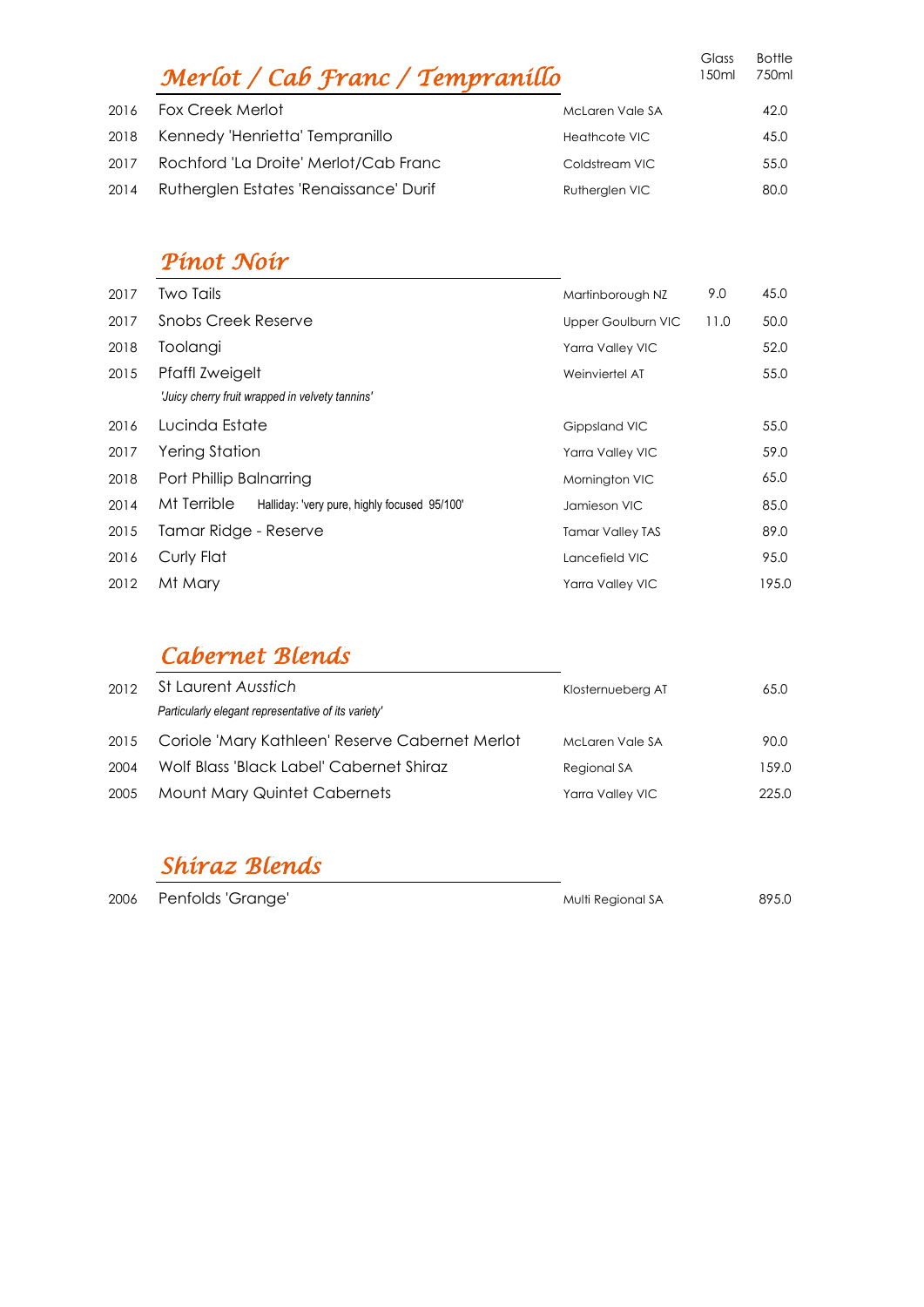## Merlot / Cab Franc / Tempranillo

| Vintage | Wine | Region | Glass 150ml | Bottle 750ml |
|---|---|---|---|---|
| 2016 | Fox Creek Merlot | McLaren Vale SA | | 42.0 |
| 2018 | Kennedy 'Henrietta' Tempranillo | Heathcote VIC | | 45.0 |
| 2017 | Rochford 'La Droite' Merlot/Cab Franc | Coldstream VIC | | 55.0 |
| 2014 | Rutherglen Estates 'Renaissance' Durif | Rutherglen VIC | | 80.0 |

## Pinot Noir

| Vintage | Wine | Region | Glass 150ml | Bottle 750ml |
|---|---|---|---|---|
| 2017 | Two Tails | Martinborough NZ | 9.0 | 45.0 |
| 2017 | Snobs Creek Reserve | Upper Goulburn VIC | 11.0 | 50.0 |
| 2018 | Toolangi | Yarra Valley VIC | | 52.0 |
| 2015 | Pfaffl Zweigelt<br>*'Juicy cherry fruit wrapped in velvety tannins'* | Weinviertel AT | | 55.0 |
| 2016 | Lucinda Estate | Gippsland VIC | | 55.0 |
| 2017 | Yering Station | Yarra Valley VIC | | 59.0 |
| 2018 | Port Phillip Balnarring | Mornington VIC | | 65.0 |
| 2014 | Mt Terrible Halliday: 'very pure, highly focused 95/100' | Jamieson VIC | | 85.0 |
| 2015 | Tamar Ridge - Reserve | Tamar Valley TAS | | 89.0 |
| 2016 | Curly Flat | Lancefield VIC | | 95.0 |
| 2012 | Mt Mary | Yarra Valley VIC | | 195.0 |

## Cabernet Blends

| Vintage | Wine | Region | Glass 150ml | Bottle 750ml |
|---|---|---|---|---|
| 2012 | St Laurent Ausstich<br>*Particularly elegant representative of its variety'* | Klosternueberg AT | | 65.0 |
| 2015 | Coriole 'Mary Kathleen' Reserve Cabernet Merlot | McLaren Vale SA | | 90.0 |
| 2004 | Wolf Blass 'Black Label' Cabernet Shiraz | Regional SA | | 159.0 |
| 2005 | Mount Mary Quintet Cabernets | Yarra Valley VIC | | 225.0 |

## Shiraz Blends

| Vintage | Wine | Region | Glass 150ml | Bottle 750ml |
|---|---|---|---|---|
| 2006 | Penfolds 'Grange' | Multi Regional SA | | 895.0 |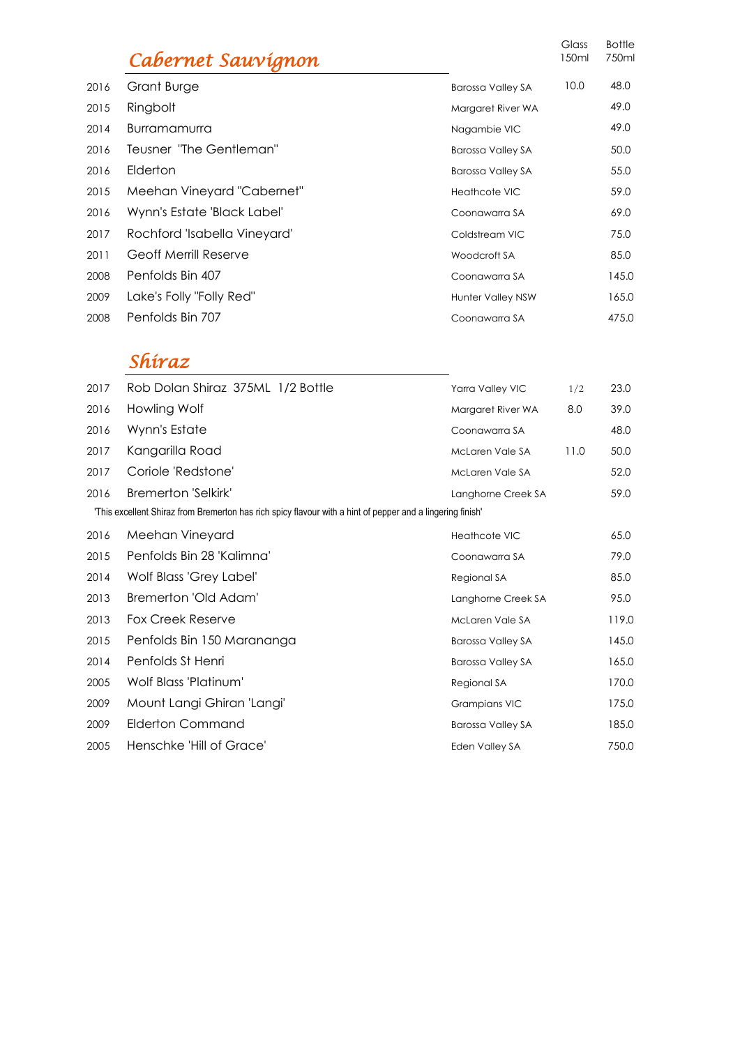## *Cabernet Sauvignon*

| | | | Glass 150ml | Bottle 750ml |
|---|---|---|---|---|
| 2016 | Grant Burge | Barossa Valley SA | 10.0 | 48.0 |
| 2015 | Ringbolt | Margaret River WA | | 49.0 |
| 2014 | Burramamurra | Nagambie VIC | | 49.0 |
| 2016 | Teusner "The Gentleman" | Barossa Valley SA | | 50.0 |
| 2016 | Elderton | Barossa Valley SA | | 55.0 |
| 2015 | Meehan Vineyard "Cabernet" | Heathcote VIC | | 59.0 |
| 2016 | Wynn's Estate 'Black Label' | Coonawarra SA | | 69.0 |
| 2017 | Rochford 'Isabella Vineyard' | Coldstream VIC | | 75.0 |
| 2011 | Geoff Merrill Reserve | Woodcroft SA | | 85.0 |
| 2008 | Penfolds Bin 407 | Coonawarra SA | | 145.0 |
| 2009 | Lake's Folly "Folly Red" | Hunter Valley NSW | | 165.0 |
| 2008 | Penfolds Bin 707 | Coonawarra SA | | 475.0 |

## *Shiraz*

| | | | | |
|---|---|---|---|---|
| 2017 | Rob Dolan Shiraz 375ML 1/2 Bottle | Yarra Valley VIC | 1/2 | 23.0 |
| 2016 | Howling Wolf | Margaret River WA | 8.0 | 39.0 |
| 2016 | Wynn's Estate | Coonawarra SA | | 48.0 |
| 2017 | Kangarilla Road | McLaren Vale SA | 11.0 | 50.0 |
| 2017 | Coriole 'Redstone' | McLaren Vale SA | | 52.0 |
| 2016 | Bremerton 'Selkirk' | Langhorne Creek SA | | 59.0 |
| | 'This excellent Shiraz from Bremerton has rich spicy flavour with a hint of pepper and a lingering finish' | | | |
| 2016 | Meehan Vineyard | Heathcote VIC | | 65.0 |
| 2015 | Penfolds Bin 28 'Kalimna' | Coonawarra SA | | 79.0 |
| 2014 | Wolf Blass 'Grey Label' | Regional SA | | 85.0 |
| 2013 | Bremerton 'Old Adam' | Langhorne Creek SA | | 95.0 |
| 2013 | Fox Creek Reserve | McLaren Vale SA | | 119.0 |
| 2015 | Penfolds Bin 150 Marananga | Barossa Valley SA | | 145.0 |
| 2014 | Penfolds St Henri | Barossa Valley SA | | 165.0 |
| 2005 | Wolf Blass 'Platinum' | Regional SA | | 170.0 |
| 2009 | Mount Langi Ghiran 'Langi' | Grampians VIC | | 175.0 |
| 2009 | Elderton Command | Barossa Valley SA | | 185.0 |
| 2005 | Henschke 'Hill of Grace' | Eden Valley SA | | 750.0 |